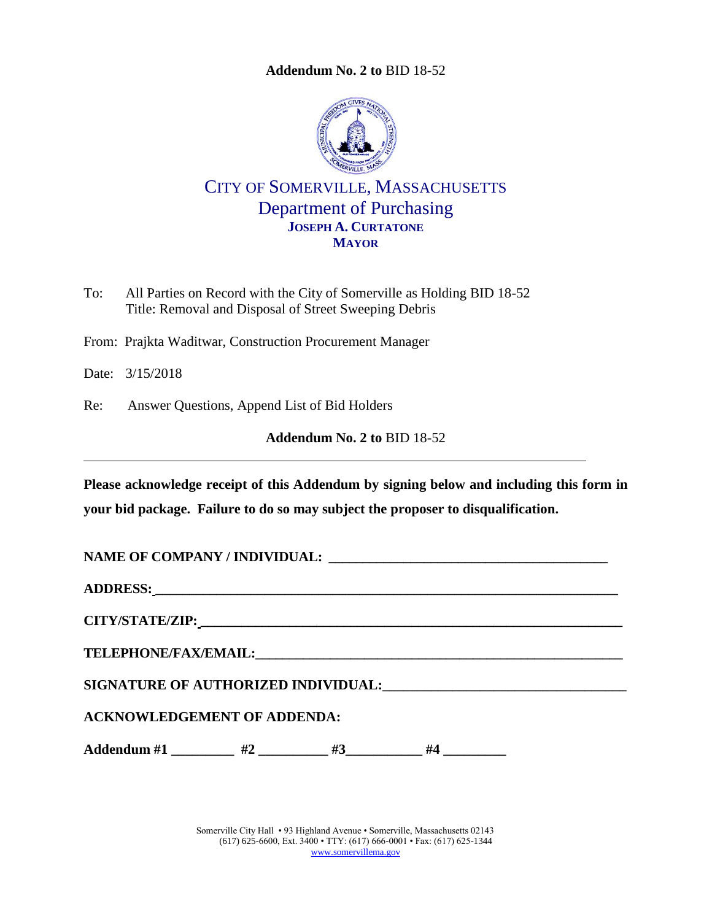**Addendum No. 2 to** BID 18-52

# CITY OF SOMERVILLE, MASSACHUSETTS
## Department of Purchasing
**JOSEPH A. CURTATONE**
**MAYOR**

To: All Parties on Record with the City of Somerville as Holding BID 18-52
Title: Removal and Disposal of Street Sweeping Debris

From: Prajkta Waditwar, Construction Procurement Manager

Date: 3/15/2018

Re: Answer Questions, Append List of Bid Holders

**Addendum No. 2 to** BID 18-52

---

**Please acknowledge receipt of this Addendum by signing below and including this form in your bid package. Failure to do so may subject the proposer to disqualification.**

**NAME OF COMPANY / INDIVIDUAL:** ________________________________________

**ADDRESS:** ________________________________________________________________

**CITY/STATE/ZIP:** __________________________________________________________

**TELEPHONE/FAX/EMAIL:** ____________________________________________________

**SIGNATURE OF AUTHORIZED INDIVIDUAL:** _________________________________

**ACKNOWLEDGEMENT OF ADDENDA:**

**Addendum #1** _________ **#2** __________ **#3**___________ **#4** _________

Somerville City Hall • 93 Highland Avenue • Somerville, Massachusetts 02143
(617) 625-6600, Ext. 3400 • TTY: (617) 666-0001 • Fax: (617) 625-1344
www.somervillema.gov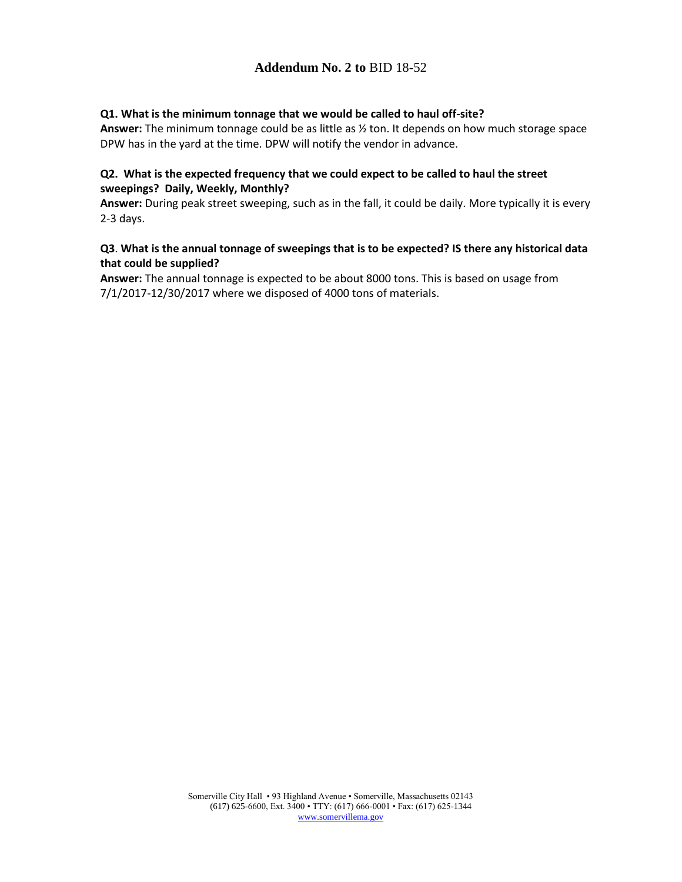# **Addendum No. 2 to** BID 18-52

**Q1. What is the minimum tonnage that we would be called to haul off-site?**
**Answer:** The minimum tonnage could be as little as ½ ton. It depends on how much storage space DPW has in the yard at the time. DPW will notify the vendor in advance.

**Q2. What is the expected frequency that we could expect to be called to haul the street sweepings? Daily, Weekly, Monthly?**
**Answer:** During peak street sweeping, such as in the fall, it could be daily. More typically it is every 2-3 days.

**Q3**. **What is the annual tonnage of sweepings that is to be expected? IS there any historical data that could be supplied?**
**Answer:** The annual tonnage is expected to be about 8000 tons. This is based on usage from 7/1/2017-12/30/2017 where we disposed of 4000 tons of materials.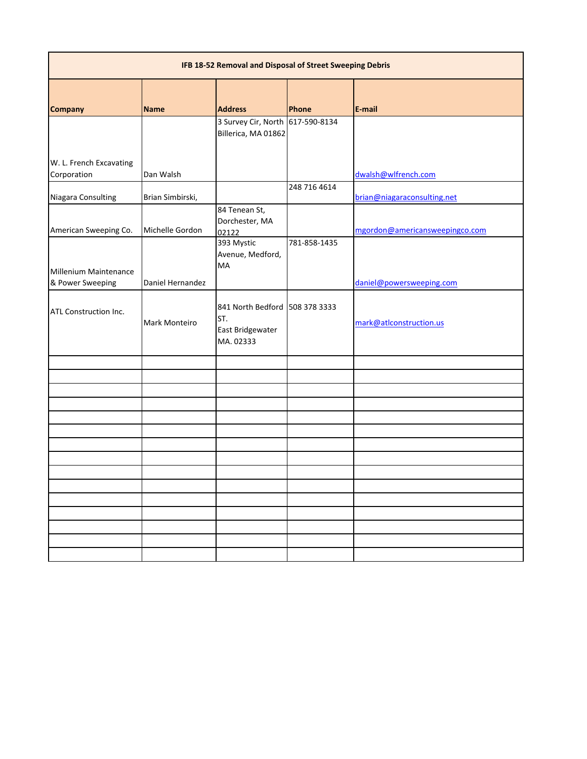| IFB 18-52 Removal and Disposal of Street Sweeping Debris | | | | |
|---|---|---|---|---|
| **Company** | **Name** | **Address** | **Phone** | **E-mail** |
| W. L. French Excavating Corporation | Dan Walsh | 3 Survey Cir, North Billerica, MA 01862 | 617-590-8134 | dwalsh@wlfrench.com |
| Niagara Consulting | Brian Simbirski, | | 248 716 4614 | brian@niagaraconsulting.net |
| American Sweeping Co. | Michelle Gordon | 84 Tenean St, Dorchester, MA 02122 | | mgordon@americansweepingco.com |
| Millenium Maintenance & Power Sweeping | Daniel Hernandez | 393 Mystic Avenue, Medford, MA | 781-858-1435 | daniel@powersweeping.com |
| ATL Construction Inc. | Mark Monteiro | 841 North Bedford ST. East Bridgewater MA. 02333 | 508 378 3333 | mark@atlconstruction.us |
| | | | | |
| | | | | |
| | | | | |
| | | | | |
| | | | | |
| | | | | |
| | | | | |
| | | | | |
| | | | | |
| | | | | |
| | | | | |
| | | | | |
| | | | | |
| | | | | |
| | | | | |